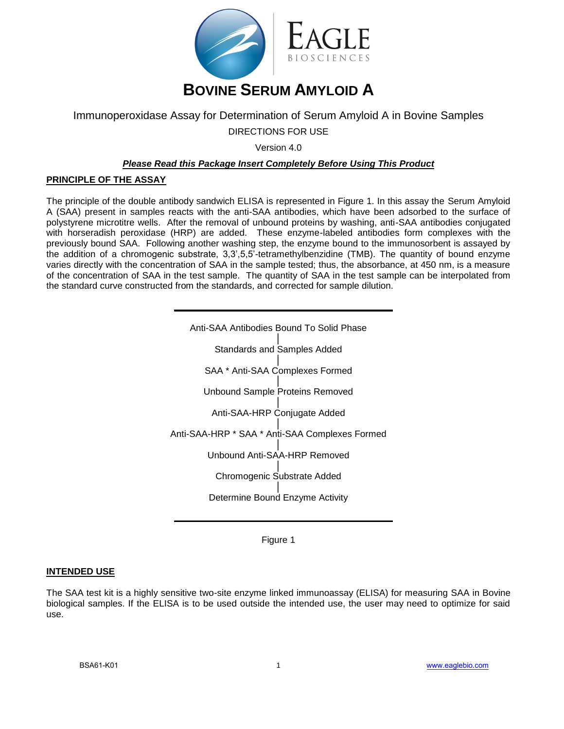# BOVINE SERUM AMYLOID A

Immunoperoxidase Assay for Determination of Serum Amyloid A in Bovine Samples

DIRECTIONS FOR USE

Version 4.0

***Please Read this Package Insert Completely Before Using This Product***

## PRINCIPLE OF THE ASSAY

The principle of the double antibody sandwich ELISA is represented in Figure 1. In this assay the Serum Amyloid A (SAA) present in samples reacts with the anti-SAA antibodies, which have been adsorbed to the surface of polystyrene microtitre wells. After the removal of unbound proteins by washing, anti-SAA antibodies conjugated with horseradish peroxidase (HRP) are added. These enzyme-labeled antibodies form complexes with the previously bound SAA. Following another washing step, the enzyme bound to the immunosorbent is assayed by the addition of a chromogenic substrate, 3,3',5,5'-tetramethylbenzidine (TMB). The quantity of bound enzyme varies directly with the concentration of SAA in the sample tested; thus, the absorbance, at 450 nm, is a measure of the concentration of SAA in the test sample. The quantity of SAA in the test sample can be interpolated from the standard curve constructed from the standards, and corrected for sample dilution.

Anti-SAA Antibodies Bound To Solid Phase
|
Standards and Samples Added
|
SAA * Anti-SAA Complexes Formed
|
Unbound Sample Proteins Removed
|
Anti-SAA-HRP Conjugate Added
|
Anti-SAA-HRP * SAA * Anti-SAA Complexes Formed
|
Unbound Anti-SAA-HRP Removed
|
Chromogenic Substrate Added
|
Determine Bound Enzyme Activity

Figure 1

## INTENDED USE

The SAA test kit is a highly sensitive two-site enzyme linked immunoassay (ELISA) for measuring SAA in Bovine biological samples. If the ELISA is to be used outside the intended use, the user may need to optimize for said use.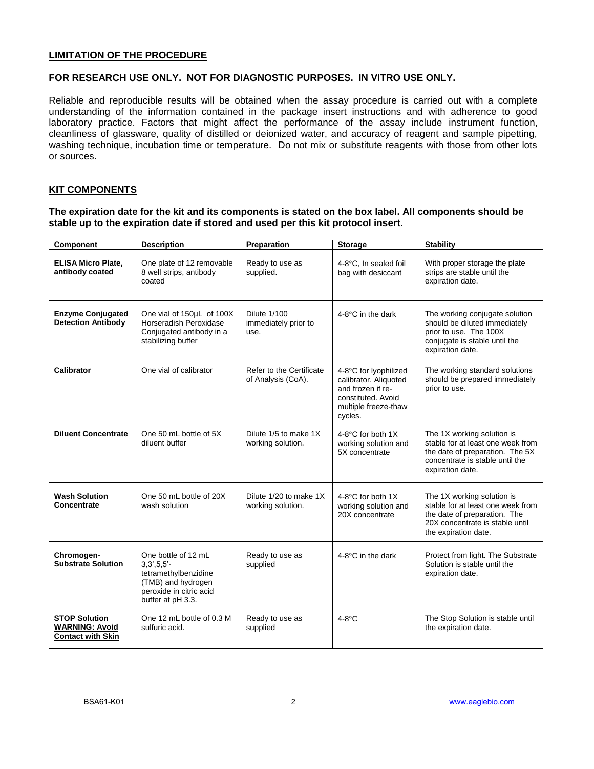## LIMITATION OF THE PROCEDURE

**FOR RESEARCH USE ONLY. NOT FOR DIAGNOSTIC PURPOSES. IN VITRO USE ONLY.**

Reliable and reproducible results will be obtained when the assay procedure is carried out with a complete understanding of the information contained in the package insert instructions and with adherence to good laboratory practice. Factors that might affect the performance of the assay include instrument function, cleanliness of glassware, quality of distilled or deionized water, and accuracy of reagent and sample pipetting, washing technique, incubation time or temperature. Do not mix or substitute reagents with those from other lots or sources.

## KIT COMPONENTS

**The expiration date for the kit and its components is stated on the box label. All components should be stable up to the expiration date if stored and used per this kit protocol insert.**

| Component | Description | Preparation | Storage | Stability |
|---|---|---|---|---|
| **ELISA Micro Plate, antibody coated** | One plate of 12 removable 8 well strips, antibody coated | Ready to use as supplied. | 4-8°C, In sealed foil bag with desiccant | With proper storage the plate strips are stable until the expiration date. |
| **Enzyme Conjugated Detection Antibody** | One vial of 150µL of 100X Horseradish Peroxidase Conjugated antibody in a stabilizing buffer | Dilute 1/100 immediately prior to use. | 4-8°C in the dark | The working conjugate solution should be diluted immediately prior to use. The 100X conjugate is stable until the expiration date. |
| **Calibrator** | One vial of calibrator | Refer to the Certificate of Analysis (CoA). | 4-8°C for lyophilized calibrator. Aliquoted and frozen if re-constituted. Avoid multiple freeze-thaw cycles. | The working standard solutions should be prepared immediately prior to use. |
| **Diluent Concentrate** | One 50 mL bottle of 5X diluent buffer | Dilute 1/5 to make 1X working solution. | 4-8°C for both 1X working solution and 5X concentrate | The 1X working solution is stable for at least one week from the date of preparation. The 5X concentrate is stable until the expiration date. |
| **Wash Solution Concentrate** | One 50 mL bottle of 20X wash solution | Dilute 1/20 to make 1X working solution. | 4-8°C for both 1X working solution and 20X concentrate | The 1X working solution is stable for at least one week from the date of preparation. The 20X concentrate is stable until the expiration date. |
| **Chromogen-Substrate Solution** | One bottle of 12 mL 3,3',5,5'-tetramethylbenzidine (TMB) and hydrogen peroxide in citric acid buffer at pH 3.3. | Ready to use as supplied | 4-8°C in the dark | Protect from light. The Substrate Solution is stable until the expiration date. |
| **STOP Solution** **WARNING: Avoid Contact with Skin** | One 12 mL bottle of 0.3 M sulfuric acid. | Ready to use as supplied | 4-8°C | The Stop Solution is stable until the expiration date. |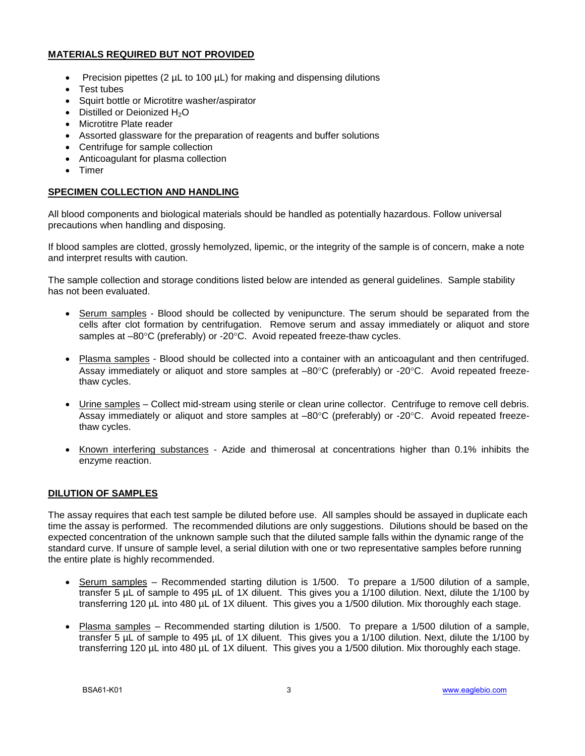## MATERIALS REQUIRED BUT NOT PROVIDED

- Precision pipettes (2 µL to 100 µL) for making and dispensing dilutions
- Test tubes
- Squirt bottle or Microtitre washer/aspirator
- Distilled or Deionized $H_2O$
- Microtitre Plate reader
- Assorted glassware for the preparation of reagents and buffer solutions
- Centrifuge for sample collection
- Anticoagulant for plasma collection
- Timer

## SPECIMEN COLLECTION AND HANDLING

All blood components and biological materials should be handled as potentially hazardous. Follow universal precautions when handling and disposing.

If blood samples are clotted, grossly hemolyzed, lipemic, or the integrity of the sample is of concern, make a note and interpret results with caution.

The sample collection and storage conditions listed below are intended as general guidelines. Sample stability has not been evaluated.

- Serum samples - Blood should be collected by venipuncture. The serum should be separated from the cells after clot formation by centrifugation. Remove serum and assay immediately or aliquot and store samples at –80°C (preferably) or -20°C. Avoid repeated freeze-thaw cycles.
- Plasma samples - Blood should be collected into a container with an anticoagulant and then centrifuged. Assay immediately or aliquot and store samples at –80°C (preferably) or -20°C. Avoid repeated freeze-thaw cycles.
- Urine samples – Collect mid-stream using sterile or clean urine collector. Centrifuge to remove cell debris. Assay immediately or aliquot and store samples at –80°C (preferably) or -20°C. Avoid repeated freeze-thaw cycles.
- Known interfering substances - Azide and thimerosal at concentrations higher than 0.1% inhibits the enzyme reaction.

## DILUTION OF SAMPLES

The assay requires that each test sample be diluted before use. All samples should be assayed in duplicate each time the assay is performed. The recommended dilutions are only suggestions. Dilutions should be based on the expected concentration of the unknown sample such that the diluted sample falls within the dynamic range of the standard curve. If unsure of sample level, a serial dilution with one or two representative samples before running the entire plate is highly recommended.

- Serum samples – Recommended starting dilution is 1/500. To prepare a 1/500 dilution of a sample, transfer 5 µL of sample to 495 µL of 1X diluent. This gives you a 1/100 dilution. Next, dilute the 1/100 by transferring 120 µL into 480 µL of 1X diluent. This gives you a 1/500 dilution. Mix thoroughly each stage.
- Plasma samples – Recommended starting dilution is 1/500. To prepare a 1/500 dilution of a sample, transfer 5 µL of sample to 495 µL of 1X diluent. This gives you a 1/100 dilution. Next, dilute the 1/100 by transferring 120 µL into 480 µL of 1X diluent. This gives you a 1/500 dilution. Mix thoroughly each stage.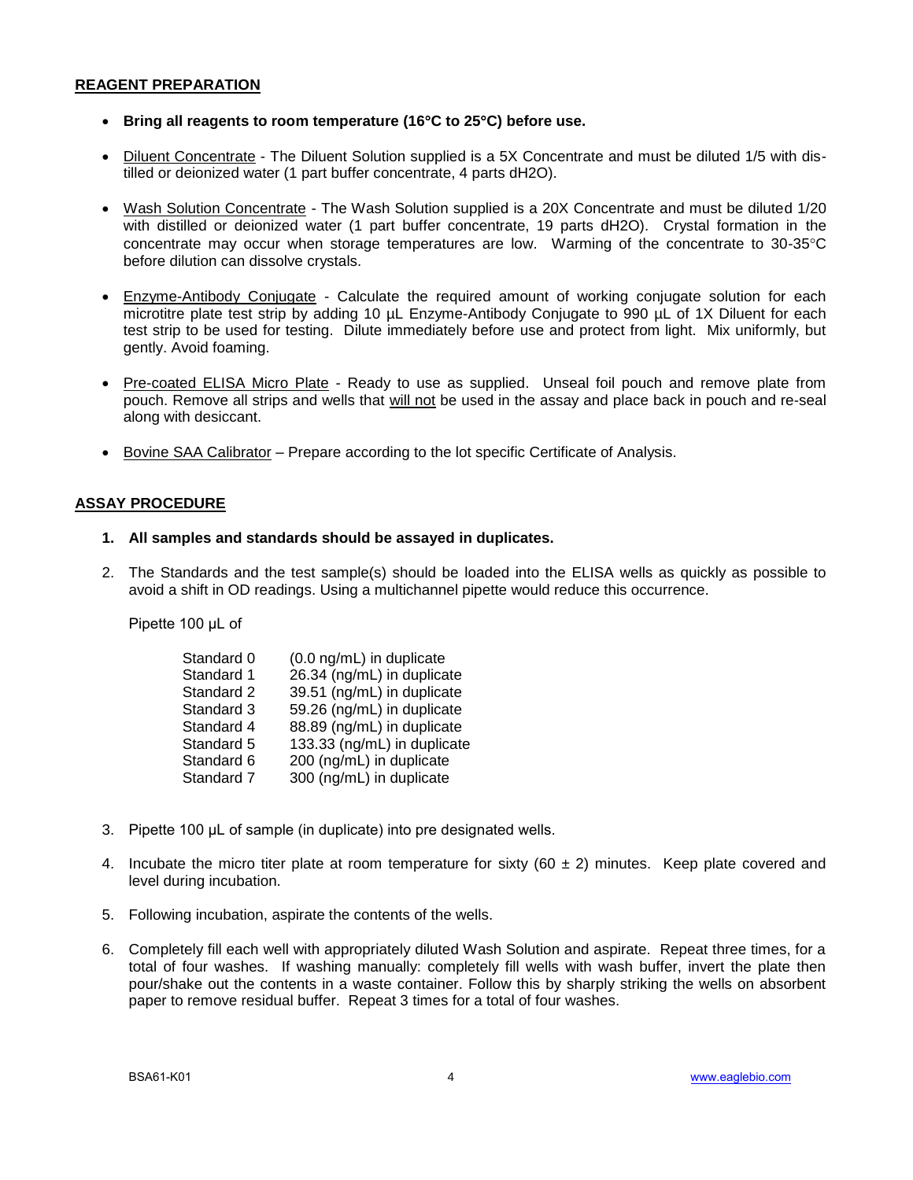## REAGENT PREPARATION

- **Bring all reagents to room temperature (16°C to 25°C) before use.**
- Diluent Concentrate - The Diluent Solution supplied is a 5X Concentrate and must be diluted 1/5 with distilled or deionized water (1 part buffer concentrate, 4 parts dH2O).
- Wash Solution Concentrate - The Wash Solution supplied is a 20X Concentrate and must be diluted 1/20 with distilled or deionized water (1 part buffer concentrate, 19 parts dH2O). Crystal formation in the concentrate may occur when storage temperatures are low. Warming of the concentrate to 30-35°C before dilution can dissolve crystals.
- Enzyme-Antibody Conjugate - Calculate the required amount of working conjugate solution for each microtitre plate test strip by adding 10 µL Enzyme-Antibody Conjugate to 990 µL of 1X Diluent for each test strip to be used for testing. Dilute immediately before use and protect from light. Mix uniformly, but gently. Avoid foaming.
- Pre-coated ELISA Micro Plate - Ready to use as supplied. Unseal foil pouch and remove plate from pouch. Remove all strips and wells that will not be used in the assay and place back in pouch and re-seal along with desiccant.
- Bovine SAA Calibrator – Prepare according to the lot specific Certificate of Analysis.

## ASSAY PROCEDURE

1. **All samples and standards should be assayed in duplicates.**
2. The Standards and the test sample(s) should be loaded into the ELISA wells as quickly as possible to avoid a shift in OD readings. Using a multichannel pipette would reduce this occurrence.

   Pipette 100 µL of

   | | |
   |---|---|
   | Standard 0 | (0.0 ng/mL) in duplicate |
   | Standard 1 | 26.34 (ng/mL) in duplicate |
   | Standard 2 | 39.51 (ng/mL) in duplicate |
   | Standard 3 | 59.26 (ng/mL) in duplicate |
   | Standard 4 | 88.89 (ng/mL) in duplicate |
   | Standard 5 | 133.33 (ng/mL) in duplicate |
   | Standard 6 | 200 (ng/mL) in duplicate |
   | Standard 7 | 300 (ng/mL) in duplicate |

3. Pipette 100 µL of sample (in duplicate) into pre designated wells.
4. Incubate the micro titer plate at room temperature for sixty (60 ± 2) minutes. Keep plate covered and level during incubation.
5. Following incubation, aspirate the contents of the wells.
6. Completely fill each well with appropriately diluted Wash Solution and aspirate. Repeat three times, for a total of four washes. If washing manually: completely fill wells with wash buffer, invert the plate then pour/shake out the contents in a waste container. Follow this by sharply striking the wells on absorbent paper to remove residual buffer. Repeat 3 times for a total of four washes.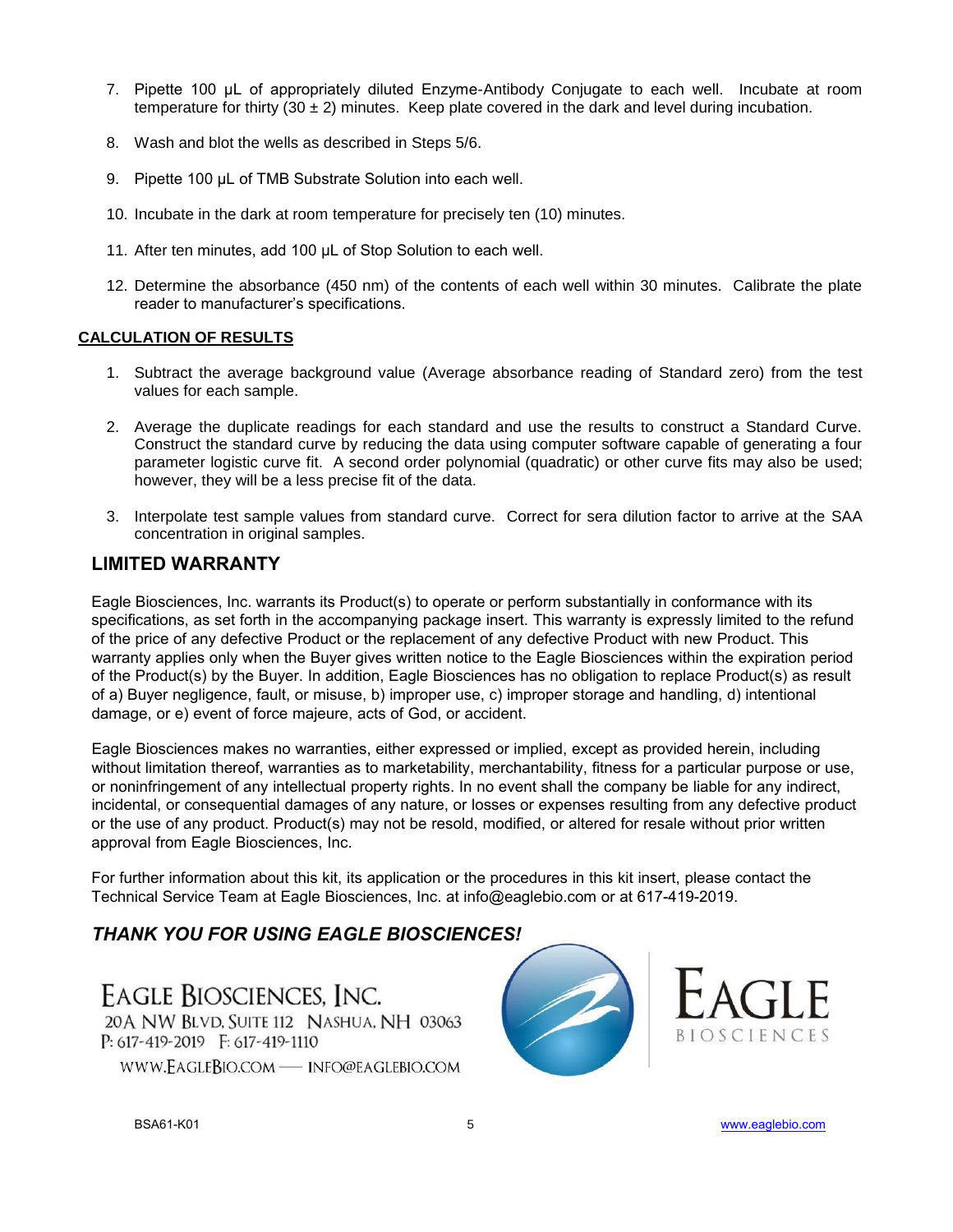7. Pipette 100 µL of appropriately diluted Enzyme-Antibody Conjugate to each well. Incubate at room temperature for thirty (30 ± 2) minutes. Keep plate covered in the dark and level during incubation.

8. Wash and blot the wells as described in Steps 5/6.

9. Pipette 100 µL of TMB Substrate Solution into each well.

10. Incubate in the dark at room temperature for precisely ten (10) minutes.

11. After ten minutes, add 100 µL of Stop Solution to each well.

12. Determine the absorbance (450 nm) of the contents of each well within 30 minutes. Calibrate the plate reader to manufacturer's specifications.

**CALCULATION OF RESULTS**

1. Subtract the average background value (Average absorbance reading of Standard zero) from the test values for each sample.

2. Average the duplicate readings for each standard and use the results to construct a Standard Curve. Construct the standard curve by reducing the data using computer software capable of generating a four parameter logistic curve fit. A second order polynomial (quadratic) or other curve fits may also be used; however, they will be a less precise fit of the data.

3. Interpolate test sample values from standard curve. Correct for sera dilution factor to arrive at the SAA concentration in original samples.

## LIMITED WARRANTY

Eagle Biosciences, Inc. warrants its Product(s) to operate or perform substantially in conformance with its specifications, as set forth in the accompanying package insert. This warranty is expressly limited to the refund of the price of any defective Product or the replacement of any defective Product with new Product. This warranty applies only when the Buyer gives written notice to the Eagle Biosciences within the expiration period of the Product(s) by the Buyer. In addition, Eagle Biosciences has no obligation to replace Product(s) as result of a) Buyer negligence, fault, or misuse, b) improper use, c) improper storage and handling, d) intentional damage, or e) event of force majeure, acts of God, or accident.

Eagle Biosciences makes no warranties, either expressed or implied, except as provided herein, including without limitation thereof, warranties as to marketability, merchantability, fitness for a particular purpose or use, or noninfringement of any intellectual property rights. In no event shall the company be liable for any indirect, incidental, or consequential damages of any nature, or losses or expenses resulting from any defective product or the use of any product. Product(s) may not be resold, modified, or altered for resale without prior written approval from Eagle Biosciences, Inc.

For further information about this kit, its application or the procedures in this kit insert, please contact the Technical Service Team at Eagle Biosciences, Inc. at info@eaglebio.com or at 617-419-2019.

***THANK YOU FOR USING EAGLE BIOSCIENCES!***

EAGLE BIOSCIENCES, INC.
20A NW BLVD, SUITE 112 NASHUA, NH 03063
P: 617-419-2019 F: 617-419-1110
WWW.EAGLEBIO.COM — INFO@EAGLEBIO.COM

EAGLE
BIOSCIENCES